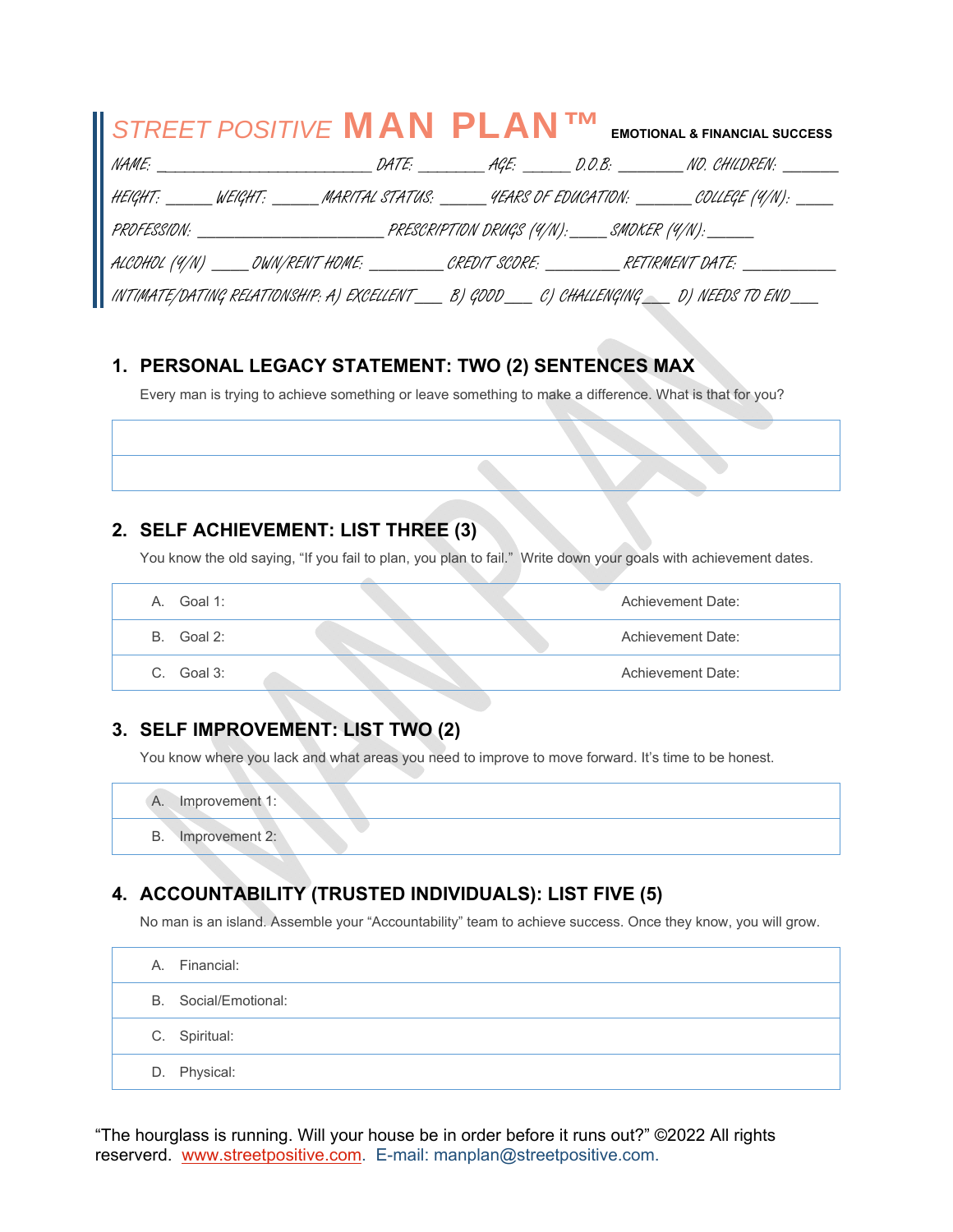# STREET POSITIVE MAN PLAN™ EMOTIONAL & FINANCIAL SUCCESS

NAME: ________________________ DATE: _______ AGE: _____ D.O.B: _______ NO. CHILDREN: ______

HEIGHT: _____ WEIGHT: _____ MARITAL STATUS: _____ YEARS OF EDUCATION: ______ COLLEGE (Y/N): ____

PROFESSION: _____________________ PRESCRIPTION DRUGS (Y/N): ____ SMOKER (Y/N): _____

ALCOHOL (Y/N) ____ OWN/RENT HOME: ________ CREDIT SCORE: ________ RETIREMENT DATE: __________

INTIMATE/DATING RELATIONSHIP: A) EXCELLENT___ B) GOOD___ C) CHALLENGING___ D) NEEDS TO END___

## 1. PERSONAL LEGACY STATEMENT: TWO (2) SENTENCES MAX

Every man is trying to achieve something or leave something to make a difference. What is that for you?

| |
|---|
| |
| |

## 2. SELF ACHIEVEMENT: LIST THREE (3)

You know the old saying, "If you fail to plan, you plan to fail." Write down your goals with achievement dates.

| Goal | Achievement Date |
|---|---|
| A. Goal 1: | Achievement Date: |
| B. Goal 2: | Achievement Date: |
| C. Goal 3: | Achievement Date: |

## 3. SELF IMPROVEMENT: LIST TWO (2)

You know where you lack and what areas you need to improve to move forward. It's time to be honest.

| |
|---|
| A. Improvement 1: |
| B. Improvement 2: |

## 4. ACCOUNTABILITY (TRUSTED INDIVIDUALS): LIST FIVE (5)

No man is an island. Assemble your "Accountability" team to achieve success. Once they know, you will grow.

| |
|---|
| A. Financial: |
| B. Social/Emotional: |
| C. Spiritual: |
| D. Physical: |

"The hourglass is running. Will your house be in order before it runs out?" ©2022 All rights reserverd. www.streetpositive.com. E-mail: manplan@streetpositive.com.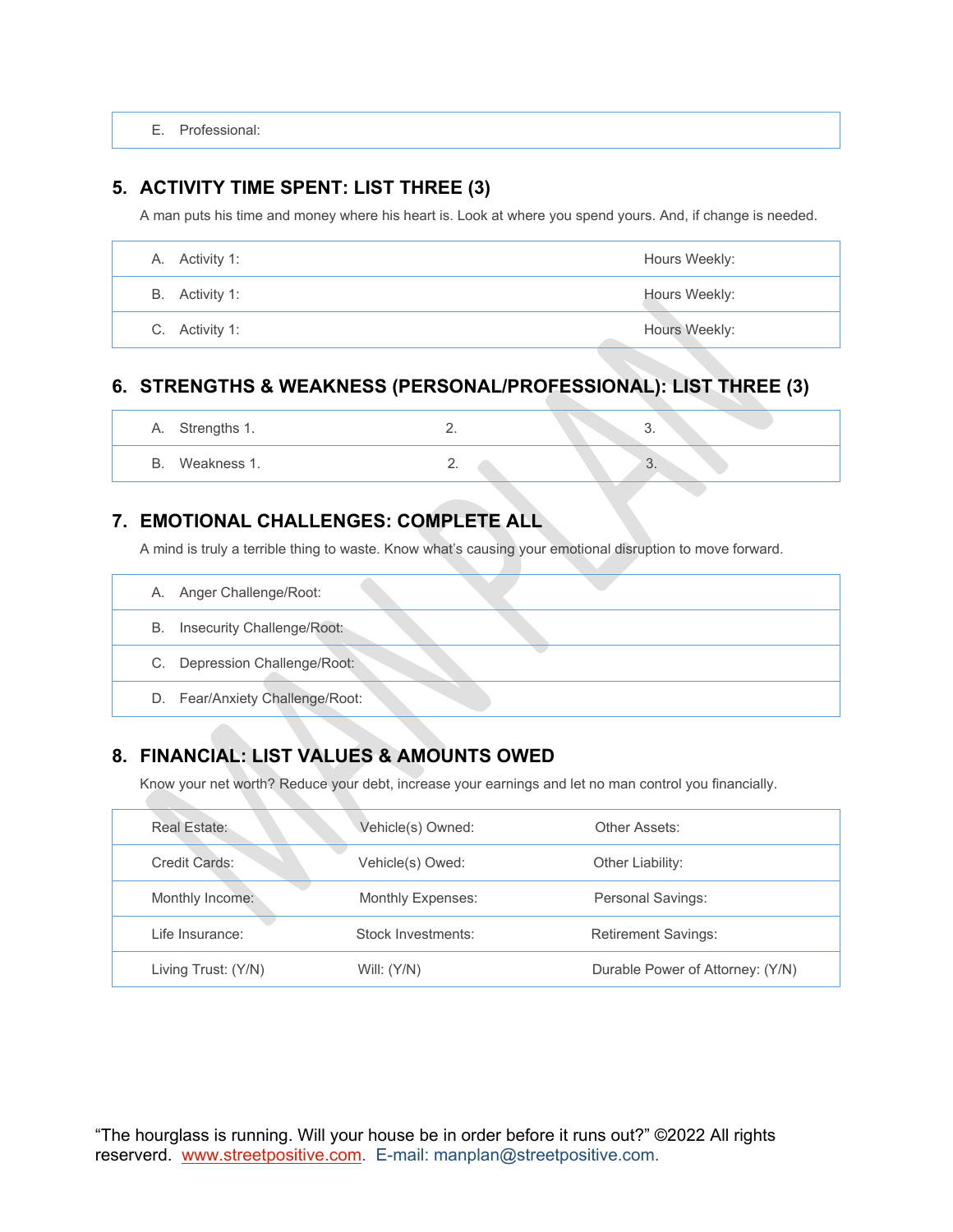| E. Professional: |
|---|

## 5. ACTIVITY TIME SPENT: LIST THREE (3)

A man puts his time and money where his heart is. Look at where you spend yours. And, if change is needed.

| | |
|---|---|
| A. Activity 1: | Hours Weekly: |
| B. Activity 1: | Hours Weekly: |
| C. Activity 1: | Hours Weekly: |

## 6. STRENGTHS & WEAKNESS (PERSONAL/PROFESSIONAL): LIST THREE (3)

| | | |
|---|---|---|
| A. Strengths 1. | 2. | 3. |
| B. Weakness 1. | 2. | 3. |

## 7. EMOTIONAL CHALLENGES: COMPLETE ALL

A mind is truly a terrible thing to waste. Know what's causing your emotional disruption to move forward.

| |
|---|
| A. Anger Challenge/Root: |
| B. Insecurity Challenge/Root: |
| C. Depression Challenge/Root: |
| D. Fear/Anxiety Challenge/Root: |

## 8. FINANCIAL: LIST VALUES & AMOUNTS OWED

Know your net worth? Reduce your debt, increase your earnings and let no man control you financially.

| | | |
|---|---|---|
| Real Estate: | Vehicle(s) Owned: | Other Assets: |
| Credit Cards: | Vehicle(s) Owed: | Other Liability: |
| Monthly Income: | Monthly Expenses: | Personal Savings: |
| Life Insurance: | Stock Investments: | Retirement Savings: |
| Living Trust: (Y/N) | Will: (Y/N) | Durable Power of Attorney: (Y/N) |

"The hourglass is running. Will your house be in order before it runs out?" ©2022 All rights reserverd. www.streetpositive.com. E-mail: manplan@streetpositive.com.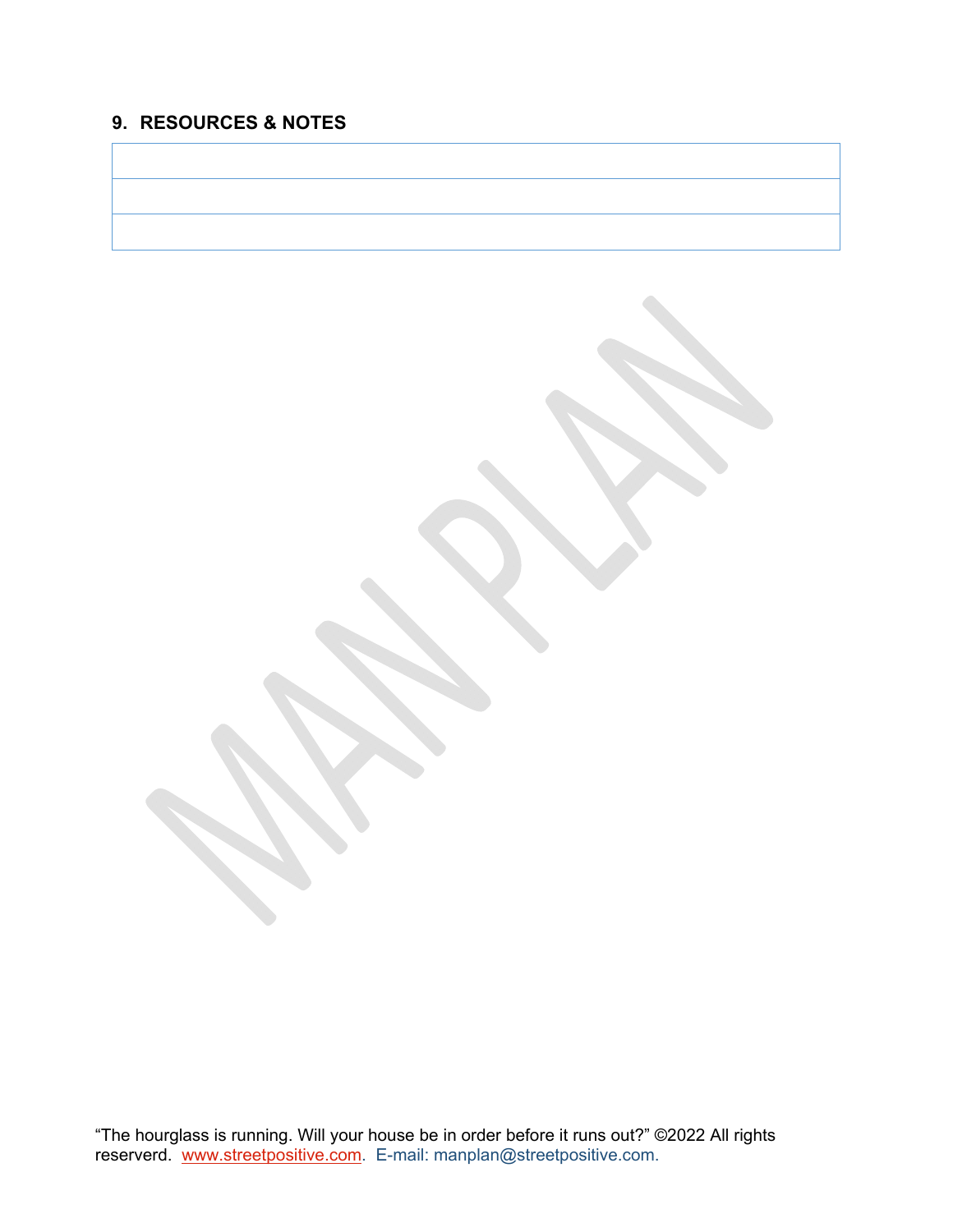## 9. RESOURCES & NOTES

| |
|---|
| |
| |
| |

“The hourglass is running. Will your house be in order before it runs out?” ©2022 All rights reserverd. www.streetpositive.com. E-mail: manplan@streetpositive.com.